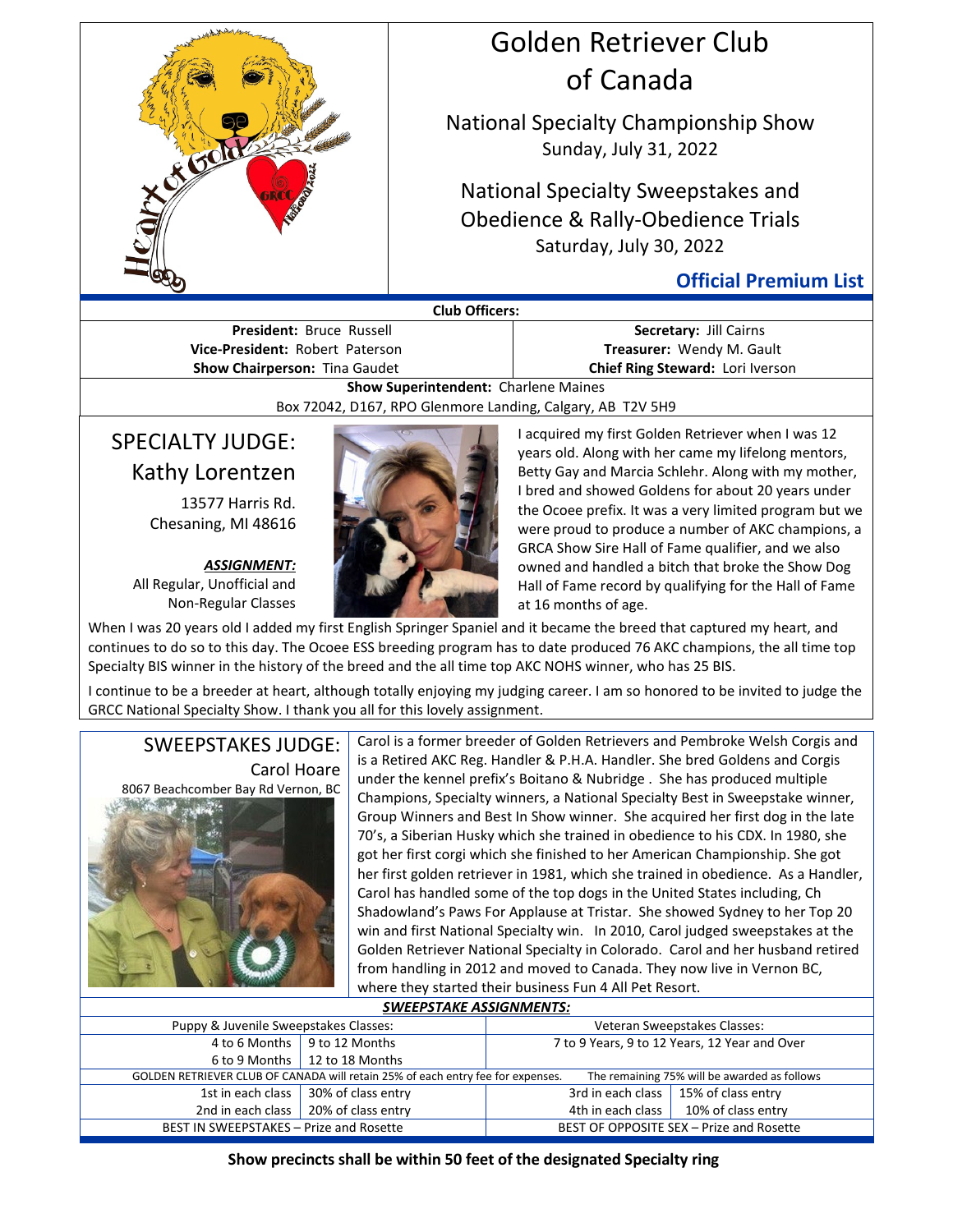# Golden Retriever Club of Canada

National Specialty Championship Show
Sunday, July 31, 2022

National Specialty Sweepstakes and Obedience & Rally-Obedience Trials
Saturday, July 30, 2022

**Official Premium List**

**Club Officers:**

| | |
|---|---|
| **President:** Bruce Russell | **Secretary:** Jill Cairns |
| **Vice-President:** Robert Paterson | **Treasurer:** Wendy M. Gault |
| **Show Chairperson:** Tina Gaudet | **Chief Ring Steward:** Lori Iverson |

**Show Superintendent:** Charlene Maines
Box 72042, D167, RPO Glenmore Landing, Calgary, AB T2V 5H9

## SPECIALTY JUDGE: Kathy Lorentzen

13577 Harris Rd.
Chesaning, MI 48616

***ASSIGNMENT:***
All Regular, Unofficial and Non-Regular Classes

I acquired my first Golden Retriever when I was 12 years old. Along with her came my lifelong mentors, Betty Gay and Marcia Schlehr. Along with my mother, I bred and showed Goldens for about 20 years under the Ocoee prefix. It was a very limited program but we were proud to produce a number of AKC champions, a GRCA Show Sire Hall of Fame qualifier, and we also owned and handled a bitch that broke the Show Dog Hall of Fame record by qualifying for the Hall of Fame at 16 months of age.

When I was 20 years old I added my first English Springer Spaniel and it became the breed that captured my heart, and continues to do so to this day. The Ocoee ESS breeding program has to date produced 76 AKC champions, the all time top Specialty BIS winner in the history of the breed and the all time top AKC NOHS winner, who has 25 BIS.

I continue to be a breeder at heart, although totally enjoying my judging career. I am so honored to be invited to judge the GRCC National Specialty Show. I thank you all for this lovely assignment.

## SWEEPSTAKES JUDGE: Carol Hoare

8067 Beachcomber Bay Rd Vernon, BC

Carol is a former breeder of Golden Retrievers and Pembroke Welsh Corgis and is a Retired AKC Reg. Handler & P.H.A. Handler. She bred Goldens and Corgis under the kennel prefix's Boitano & Nubridge . She has produced multiple Champions, Specialty winners, a National Specialty Best in Sweepstake winner, Group Winners and Best In Show winner. She acquired her first dog in the late 70's, a Siberian Husky which she trained in obedience to his CDX. In 1980, she got her first corgi which she finished to her American Championship. She got her first golden retriever in 1981, which she trained in obedience. As a Handler, Carol has handled some of the top dogs in the United States including, Ch Shadowland's Paws For Applause at Tristar. She showed Sydney to her Top 20 win and first National Specialty win. In 2010, Carol judged sweepstakes at the Golden Retriever National Specialty in Colorado. Carol and her husband retired from handling in 2012 and moved to Canada. They now live in Vernon BC, where they started their business Fun 4 All Pet Resort.

***SWEEPSTAKE ASSIGNMENTS:***

| Puppy & Juvenile Sweepstakes Classes: | | Veteran Sweepstakes Classes: | |
|---|---|---|---|
| 4 to 6 Months | 9 to 12 Months | 7 to 9 Years, 9 to 12 Years, 12 Year and Over | |
| 6 to 9 Months | 12 to 18 Months | | |
| GOLDEN RETRIEVER CLUB OF CANADA will retain 25% of each entry fee for expenses. | | The remaining 75% will be awarded as follows | |
| 1st in each class | 30% of class entry | 3rd in each class | 15% of class entry |
| 2nd in each class | 20% of class entry | 4th in each class | 10% of class entry |
| BEST IN SWEEPSTAKES – Prize and Rosette | | BEST OF OPPOSITE SEX – Prize and Rosette | |

**Show precincts shall be within 50 feet of the designated Specialty ring**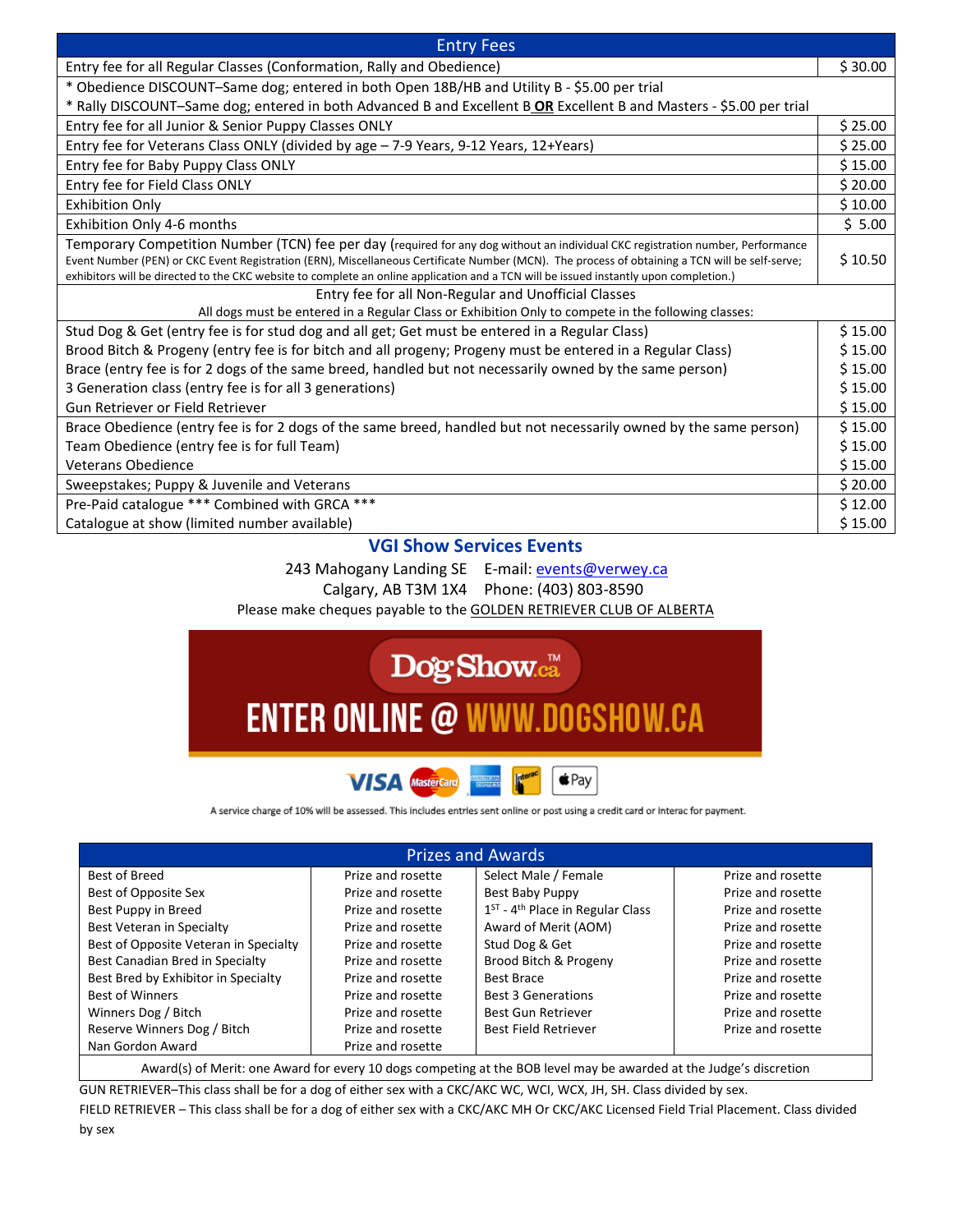| Entry Fees | |
|---|---|
| Entry fee for all Regular Classes (Conformation, Rally and Obedience) | $ 30.00 |
| * Obedience DISCOUNT–Same dog; entered in both Open 18B/HB and Utility B - $5.00 per trial<br>* Rally DISCOUNT–Same dog; entered in both Advanced B and Excellent B **OR** Excellent B and Masters - $5.00 per trial | |
| Entry fee for all Junior & Senior Puppy Classes ONLY | $ 25.00 |
| Entry fee for Veterans Class ONLY (divided by age – 7-9 Years, 9-12 Years, 12+Years) | $ 25.00 |
| Entry fee for Baby Puppy Class ONLY | $ 15.00 |
| Entry fee for Field Class ONLY | $ 20.00 |
| Exhibition Only | $ 10.00 |
| Exhibition Only 4-6 months | $ 5.00 |
| Temporary Competition Number (TCN) fee per day (required for any dog without an individual CKC registration number, Performance Event Number (PEN) or CKC Event Registration (ERN), Miscellaneous Certificate Number (MCN). The process of obtaining a TCN will be self-serve; exhibitors will be directed to the CKC website to complete an online application and a TCN will be issued instantly upon completion.) | $ 10.50 |
| Entry fee for all Non-Regular and Unofficial Classes<br>All dogs must be entered in a Regular Class or Exhibition Only to compete in the following classes: | |
| Stud Dog & Get (entry fee is for stud dog and all get; Get must be entered in a Regular Class) | $ 15.00 |
| Brood Bitch & Progeny (entry fee is for bitch and all progeny; Progeny must be entered in a Regular Class) | $ 15.00 |
| Brace (entry fee is for 2 dogs of the same breed, handled but not necessarily owned by the same person) | $ 15.00 |
| 3 Generation class (entry fee is for all 3 generations) | $ 15.00 |
| Gun Retriever or Field Retriever | $ 15.00 |
| Brace Obedience (entry fee is for 2 dogs of the same breed, handled but not necessarily owned by the same person) | $ 15.00 |
| Team Obedience (entry fee is for full Team) | $ 15.00 |
| Veterans Obedience | $ 15.00 |
| Sweepstakes; Puppy & Juvenile and Veterans | $ 20.00 |
| Pre-Paid catalogue *** Combined with GRCA *** | $ 12.00 |
| Catalogue at show (limited number available) | $ 15.00 |

## VGI Show Services Events

243 Mahogany Landing SE E-mail: events@verwey.ca
Calgary, AB T3M 1X4 Phone: (403) 803-8590
Please make cheques payable to the GOLDEN RETRIEVER CLUB OF ALBERTA

DogShow.ca™
ENTER ONLINE @ WWW.DOGSHOW.CA

VISA MasterCard American Express Interac Apple Pay

A service charge of 10% will be assessed. This includes entries sent online or post using a credit card or Interac for payment.

| Prizes and Awards | | | |
|---|---|---|---|
| Best of Breed | Prize and rosette | Select Male / Female | Prize and rosette |
| Best of Opposite Sex | Prize and rosette | Best Baby Puppy | Prize and rosette |
| Best Puppy in Breed | Prize and rosette | 1ST - 4th Place in Regular Class | Prize and rosette |
| Best Veteran in Specialty | Prize and rosette | Award of Merit (AOM) | Prize and rosette |
| Best of Opposite Veteran in Specialty | Prize and rosette | Stud Dog & Get | Prize and rosette |
| Best Canadian Bred in Specialty | Prize and rosette | Brood Bitch & Progeny | Prize and rosette |
| Best Bred by Exhibitor in Specialty | Prize and rosette | Best Brace | Prize and rosette |
| Best of Winners | Prize and rosette | Best 3 Generations | Prize and rosette |
| Winners Dog / Bitch | Prize and rosette | Best Gun Retriever | Prize and rosette |
| Reserve Winners Dog / Bitch | Prize and rosette | Best Field Retriever | Prize and rosette |
| Nan Gordon Award | Prize and rosette | | |
| Award(s) of Merit: one Award for every 10 dogs competing at the BOB level may be awarded at the Judge's discretion | | | |

GUN RETRIEVER–This class shall be for a dog of either sex with a CKC/AKC WC, WCI, WCX, JH, SH. Class divided by sex.

FIELD RETRIEVER – This class shall be for a dog of either sex with a CKC/AKC MH Or CKC/AKC Licensed Field Trial Placement. Class divided by sex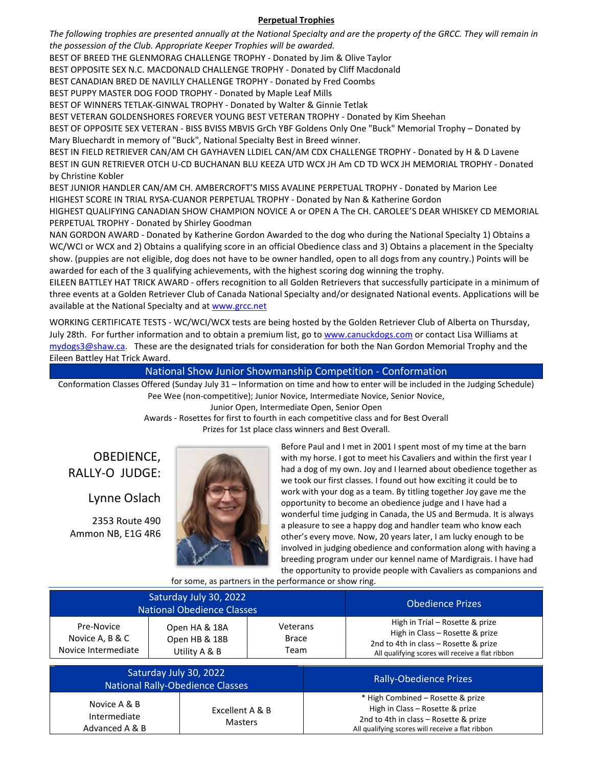## Perpetual Trophies

*The following trophies are presented annually at the National Specialty and are the property of the GRCC. They will remain in the possession of the Club. Appropriate Keeper Trophies will be awarded.*

BEST OF BREED THE GLENMORAG CHALLENGE TROPHY - Donated by Jim & Olive Taylor
BEST OPPOSITE SEX N.C. MACDONALD CHALLENGE TROPHY - Donated by Cliff Macdonald
BEST CANADIAN BRED DE NAVILLY CHALLENGE TROPHY - Donated by Fred Coombs
BEST PUPPY MASTER DOG FOOD TROPHY - Donated by Maple Leaf Mills
BEST OF WINNERS TETLAK-GINWAL TROPHY - Donated by Walter & Ginnie Tetlak
BEST VETERAN GOLDENSHORES FOREVER YOUNG BEST VETERAN TROPHY - Donated by Kim Sheehan
BEST OF OPPOSITE SEX VETERAN - BISS BVISS MBVIS GrCh YBF Goldens Only One "Buck" Memorial Trophy – Donated by Mary Bluechardt in memory of "Buck", National Specialty Best in Breed winner.
BEST IN FIELD RETRIEVER CAN/AM CH GAYHAVEN LLDIEL CAN/AM CDX CHALLENGE TROPHY - Donated by H & D Lavene
BEST IN GUN RETRIEVER OTCH U-CD BUCHANAN BLU KEEZA UTD WCX JH Am CD TD WCX JH MEMORIAL TROPHY - Donated by Christine Kobler
BEST JUNIOR HANDLER CAN/AM CH. AMBERCROFT'S MISS AVALINE PERPETUAL TROPHY - Donated by Marion Lee
HIGHEST SCORE IN TRIAL RYSA-CUANOR PERPETUAL TROPHY - Donated by Nan & Katherine Gordon
HIGHEST QUALIFYING CANADIAN SHOW CHAMPION NOVICE A or OPEN A The CH. CAROLEE'S DEAR WHISKEY CD MEMORIAL PERPETUAL TROPHY - Donated by Shirley Goodman
NAN GORDON AWARD - Donated by Katherine Gordon Awarded to the dog who during the National Specialty 1) Obtains a WC/WCI or WCX and 2) Obtains a qualifying score in an official Obedience class and 3) Obtains a placement in the Specialty show. (puppies are not eligible, dog does not have to be owner handled, open to all dogs from any country.) Points will be awarded for each of the 3 qualifying achievements, with the highest scoring dog winning the trophy.
EILEEN BATTLEY HAT TRICK AWARD - offers recognition to all Golden Retrievers that successfully participate in a minimum of three events at a Golden Retriever Club of Canada National Specialty and/or designated National events. Applications will be available at the National Specialty and at www.grcc.net

WORKING CERTIFICATE TESTS - WC/WCI/WCX tests are being hosted by the Golden Retriever Club of Alberta on Thursday, July 28th. For further information and to obtain a premium list, go to www.canuckdogs.com or contact Lisa Williams at mydogs3@shaw.ca. These are the designated trials for consideration for both the Nan Gordon Memorial Trophy and the Eileen Battley Hat Trick Award.

## National Show Junior Showmanship Competition - Conformation

Conformation Classes Offered (Sunday July 31 – Information on time and how to enter will be included in the Judging Schedule)
Pee Wee (non-competitive); Junior Novice, Intermediate Novice, Senior Novice,
Junior Open, Intermediate Open, Senior Open
Awards - Rosettes for first to fourth in each competitive class and for Best Overall
Prizes for 1st place class winners and Best Overall.

## OBEDIENCE, RALLY-O JUDGE:

Lynne Oslach
2353 Route 490
Ammon NB, E1G 4R6

Before Paul and I met in 2001 I spent most of my time at the barn with my horse. I got to meet his Cavaliers and within the first year I had a dog of my own. Joy and I learned about obedience together as we took our first classes. I found out how exciting it could be to work with your dog as a team. By titling together Joy gave me the opportunity to become an obedience judge and I have had a wonderful time judging in Canada, the US and Bermuda. It is always a pleasure to see a happy dog and handler team who know each other's every move. Now, 20 years later, I am lucky enough to be involved in judging obedience and conformation along with having a breeding program under our kennel name of Mardigrais. I have had the opportunity to provide people with Cavaliers as companions and for some, as partners in the performance or show ring.

| Saturday July 30, 2022 National Obedience Classes | | | Obedience Prizes |
|---|---|---|---|
| Pre-Novice<br>Novice A, B & C<br>Novice Intermediate | Open HA & 18A<br>Open HB & 18B<br>Utility A & B | Veterans<br>Brace<br>Team | High in Trial – Rosette & prize<br>High in Class – Rosette & prize<br>2nd to 4th in class – Rosette & prize<br>All qualifying scores will receive a flat ribbon |

| Saturday July 30, 2022 National Rally-Obedience Classes | | Rally-Obedience Prizes |
|---|---|---|
| Novice A & B<br>Intermediate<br>Advanced A & B | Excellent A & B<br>Masters | * High Combined – Rosette & prize<br>High in Class – Rosette & prize<br>2nd to 4th in class – Rosette & prize<br>All qualifying scores will receive a flat ribbon |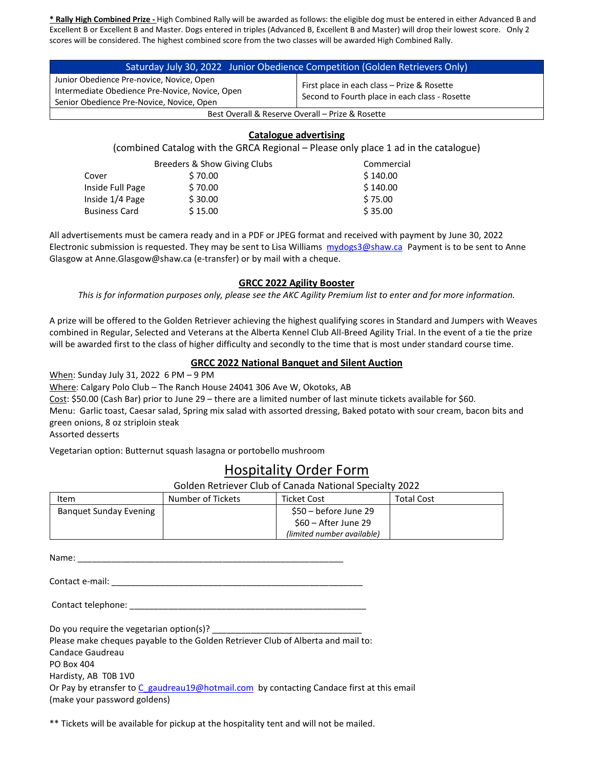**_* Rally High Combined Prize -_** High Combined Rally will be awarded as follows: the eligible dog must be entered in either Advanced B and Excellent B or Excellent B and Master. Dogs entered in triples (Advanced B, Excellent B and Master) will drop their lowest score. Only 2 scores will be considered. The highest combined score from the two classes will be awarded High Combined Rally.

| Saturday July 30, 2022 Junior Obedience Competition (Golden Retrievers Only) | |
|---|---|
| Junior Obedience Pre-novice, Novice, Open<br>Intermediate Obedience Pre-Novice, Novice, Open<br>Senior Obedience Pre-Novice, Novice, Open | First place in each class – Prize & Rosette<br>Second to Fourth place in each class - Rosette |
| Best Overall & Reserve Overall – Prize & Rosette | |

## Catalogue advertising

(combined Catalog with the GRCA Regional – Please only place 1 ad in the catalogue)

| | Breeders & Show Giving Clubs | Commercial |
|---|---|---|
| Cover | $ 70.00 | $ 140.00 |
| Inside Full Page | $ 70.00 | $ 140.00 |
| Inside 1/4 Page | $ 30.00 | $ 75.00 |
| Business Card | $ 15.00 | $ 35.00 |

All advertisements must be camera ready and in a PDF or JPEG format and received with payment by June 30, 2022 Electronic submission is requested. They may be sent to Lisa Williams mydogs3@shaw.ca Payment is to be sent to Anne Glasgow at Anne.Glasgow@shaw.ca (e-transfer) or by mail with a cheque.

## GRCC 2022 Agility Booster

*This is for information purposes only, please see the AKC Agility Premium list to enter and for more information.*

A prize will be offered to the Golden Retriever achieving the highest qualifying scores in Standard and Jumpers with Weaves combined in Regular, Selected and Veterans at the Alberta Kennel Club All-Breed Agility Trial. In the event of a tie the prize will be awarded first to the class of higher difficulty and secondly to the time that is most under standard course time.

## GRCC 2022 National Banquet and Silent Auction

When: Sunday July 31, 2022 6 PM – 9 PM
Where: Calgary Polo Club – The Ranch House 24041 306 Ave W, Okotoks, AB
Cost: $50.00 (Cash Bar) prior to June 29 – there are a limited number of last minute tickets available for $60.
Menu: Garlic toast, Caesar salad, Spring mix salad with assorted dressing, Baked potato with sour cream, bacon bits and green onions, 8 oz striploin steak
Assorted desserts

Vegetarian option: Butternut squash lasagna or portobello mushroom

# Hospitality Order Form

Golden Retriever Club of Canada National Specialty 2022

| Item | Number of Tickets | Ticket Cost | Total Cost |
|---|---|---|---|
| Banquet Sunday Evening | | $50 – before June 29<br>$60 – After June 29<br>*(limited number available)* | |

Name: ________________________________________________________

Contact e-mail: ______________________________________________________

Contact telephone: ___________________________________________________

Do you require the vegetarian option(s)? ______________________________
Please make cheques payable to the Golden Retriever Club of Alberta and mail to:
Candace Gaudreau
PO Box 404
Hardisty, AB T0B 1V0
Or Pay by etransfer to C_gaudreau19@hotmail.com by contacting Candace first at this email (make your password goldens)

** Tickets will be available for pickup at the hospitality tent and will not be mailed.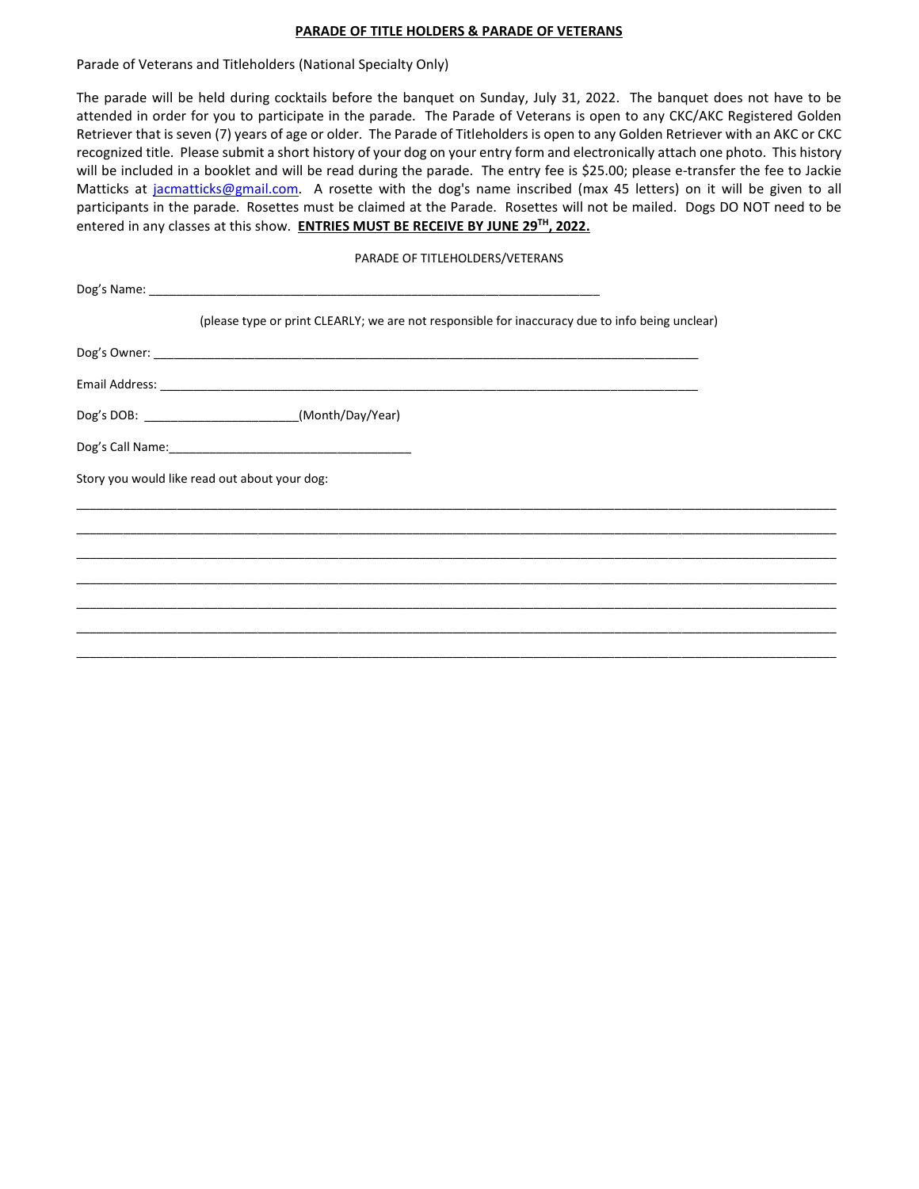**PARADE OF TITLE HOLDERS & PARADE OF VETERANS**

Parade of Veterans and Titleholders (National Specialty Only)

The parade will be held during cocktails before the banquet on Sunday, July 31, 2022. The banquet does not have to be attended in order for you to participate in the parade. The Parade of Veterans is open to any CKC/AKC Registered Golden Retriever that is seven (7) years of age or older. The Parade of Titleholders is open to any Golden Retriever with an AKC or CKC recognized title. Please submit a short history of your dog on your entry form and electronically attach one photo. This history will be included in a booklet and will be read during the parade. The entry fee is $25.00; please e-transfer the fee to Jackie Matticks at jacmatticks@gmail.com. A rosette with the dog's name inscribed (max 45 letters) on it will be given to all participants in the parade. Rosettes must be claimed at the Parade. Rosettes will not be mailed. Dogs DO NOT need to be entered in any classes at this show. **ENTRIES MUST BE RECEIVE BY JUNE 29TH, 2022.**

PARADE OF TITLEHOLDERS/VETERANS

Dog's Name: ____________________________________________________________________

(please type or print CLEARLY; we are not responsible for inaccuracy due to info being unclear)

Dog's Owner: ____________________________________________________________________________________

Email Address: ___________________________________________________________________________________

Dog's DOB: ______________________(Month/Day/Year)

Dog's Call Name:___________________________________

Story you would like read out about your dog:

_____________________________________________________________________________________________________________

_____________________________________________________________________________________________________________

_____________________________________________________________________________________________________________

_____________________________________________________________________________________________________________

_____________________________________________________________________________________________________________

_____________________________________________________________________________________________________________

_____________________________________________________________________________________________________________